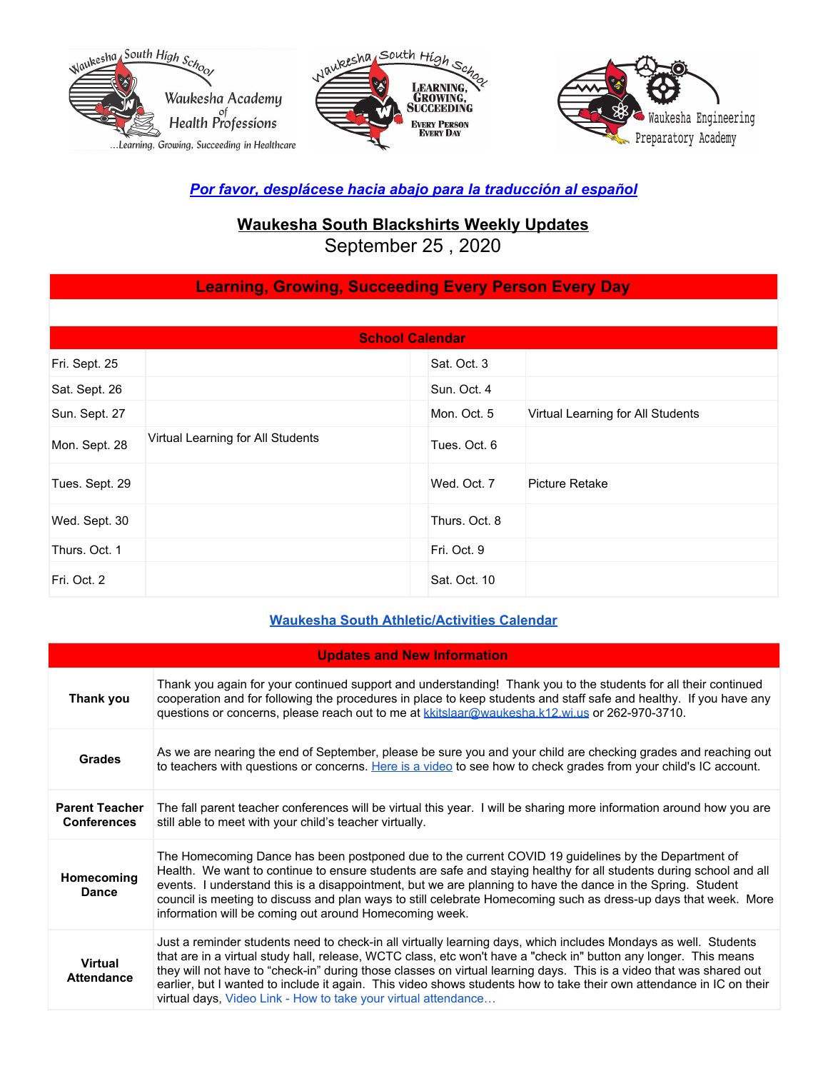Waukesha South High School — Waukesha Academy of Health Professions — ...Learning, Growing, Succeeding in Healthcare

Waukesha South High School — Learning, Growing, Succeeding — Every Person Every Day

Waukesha Engineering Preparatory Academy

***Por favor, desplácese hacia abajo para la traducción al español***

# Waukesha South Blackshirts Weekly Updates

September 25 , 2020

## Learning, Growing, Succeeding Every Person Every Day

### School Calendar

| | | | | |
|---|---|---|---|---|
| Fri. Sept. 25 | | | Sat. Oct. 3 | |
| Sat. Sept. 26 | | | Sun. Oct. 4 | |
| Sun. Sept. 27 | | | Mon. Oct. 5 | Virtual Learning for All Students |
| Mon. Sept. 28 | Virtual Learning for All Students | | Tues. Oct. 6 | |
| Tues. Sept. 29 | | | Wed. Oct. 7 | Picture Retake |
| Wed. Sept. 30 | | | Thurs. Oct. 8 | |
| Thurs. Oct. 1 | | | Fri. Oct. 9 | |
| Fri. Oct. 2 | | | Sat. Oct. 10 | |

**Waukesha South Athletic/Activities Calendar**

### Updates and New Information

| | |
|---|---|
| **Thank you** | Thank you again for your continued support and understanding! Thank you to the students for all their continued cooperation and for following the procedures in place to keep students and staff safe and healthy. If you have any questions or concerns, please reach out to me at kkitslaar@waukesha.k12.wi.us or 262-970-3710. |
| **Grades** | As we are nearing the end of September, please be sure you and your child are checking grades and reaching out to teachers with questions or concerns. Here is a video to see how to check grades from your child's IC account. |
| **Parent Teacher Conferences** | The fall parent teacher conferences will be virtual this year. I will be sharing more information around how you are still able to meet with your child's teacher virtually. |
| **Homecoming Dance** | The Homecoming Dance has been postponed due to the current COVID 19 guidelines by the Department of Health. We want to continue to ensure students are safe and staying healthy for all students during school and all events. I understand this is a disappointment, but we are planning to have the dance in the Spring. Student council is meeting to discuss and plan ways to still celebrate Homecoming such as dress-up days that week. More information will be coming out around Homecoming week. |
| **Virtual Attendance** | Just a reminder students need to check-in all virtually learning days, which includes Mondays as well. Students that are in a virtual study hall, release, WCTC class, etc won't have a "check in" button any longer. This means they will not have to "check-in" during those classes on virtual learning days. This is a video that was shared out earlier, but I wanted to include it again. This video shows students how to take their own attendance in IC on their virtual days, Video Link - How to take your virtual attendance… |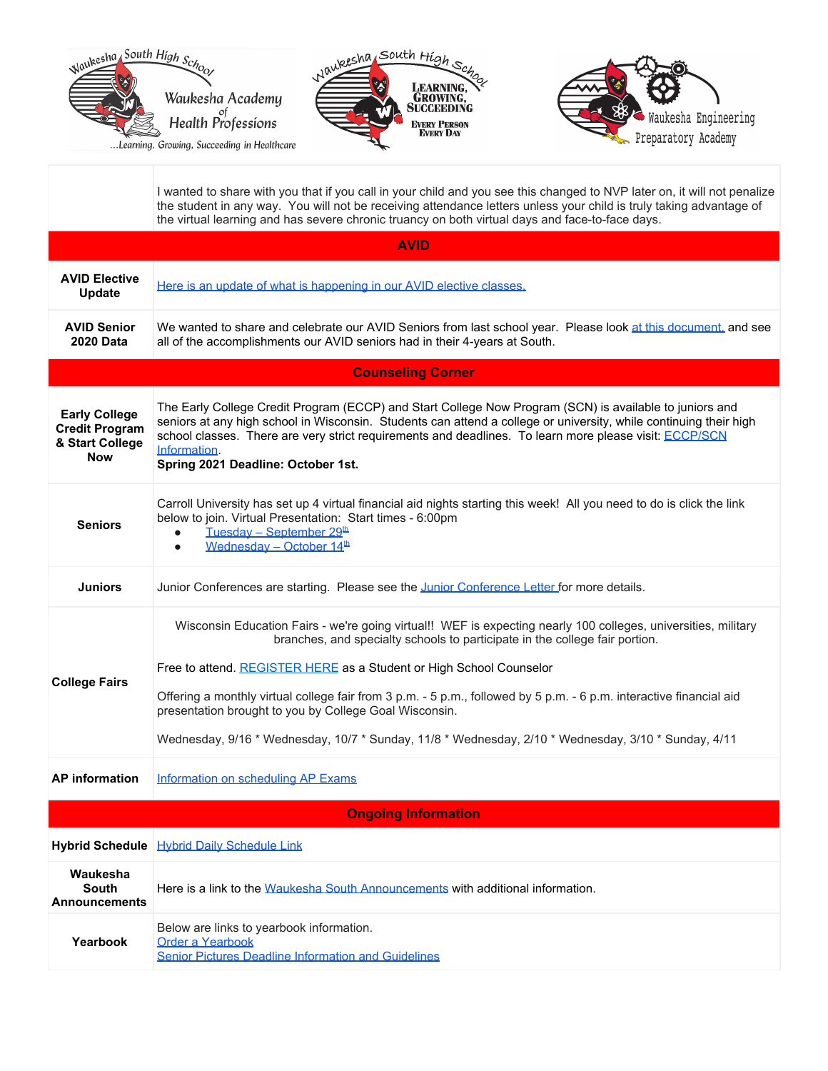| | |
|---|---|
| | I wanted to share with you that if you call in your child and you see this changed to NVP later on, it will not penalize the student in any way. You will not be receiving attendance letters unless your child is truly taking advantage of the virtual learning and has severe chronic truancy on both virtual days and face-to-face days. |
| **AVID** | |
| **AVID Elective Update** | Here is an update of what is happening in our AVID elective classes. |
| **AVID Senior 2020 Data** | We wanted to share and celebrate our AVID Seniors from last school year. Please look at this document, and see all of the accomplishments our AVID seniors had in their 4-years at South. |
| **Counseling Corner** | |
| **Early College Credit Program & Start College Now** | The Early College Credit Program (ECCP) and Start College Now Program (SCN) is available to juniors and seniors at any high school in Wisconsin. Students can attend a college or university, while continuing their high school classes. There are very strict requirements and deadlines. To learn more please visit: ECCP/SCN Information. **Spring 2021 Deadline: October 1st.** |
| **Seniors** | Carroll University has set up 4 virtual financial aid nights starting this week! All you need to do is click the link below to join. Virtual Presentation: Start times - 6:00pm<br>• Tuesday – September 29th<br>• Wednesday – October 14th |
| **Juniors** | Junior Conferences are starting. Please see the Junior Conference Letter for more details. |
| **College Fairs** | Wisconsin Education Fairs - we're going virtual!! WEF is expecting nearly 100 colleges, universities, military branches, and specialty schools to participate in the college fair portion.<br><br>Free to attend. REGISTER HERE as a Student or High School Counselor<br><br>Offering a monthly virtual college fair from 3 p.m. - 5 p.m., followed by 5 p.m. - 6 p.m. interactive financial aid presentation brought to you by College Goal Wisconsin.<br><br>Wednesday, 9/16 * Wednesday, 10/7 * Sunday, 11/8 * Wednesday, 2/10 * Wednesday, 3/10 * Sunday, 4/11 |
| **AP information** | Information on scheduling AP Exams |
| **Ongoing Information** | |
| **Hybrid Schedule** | Hybrid Daily Schedule Link |
| **Waukesha South Announcements** | Here is a link to the Waukesha South Announcements with additional information. |
| **Yearbook** | Below are links to yearbook information.<br>Order a Yearbook<br>Senior Pictures Deadline Information and Guidelines |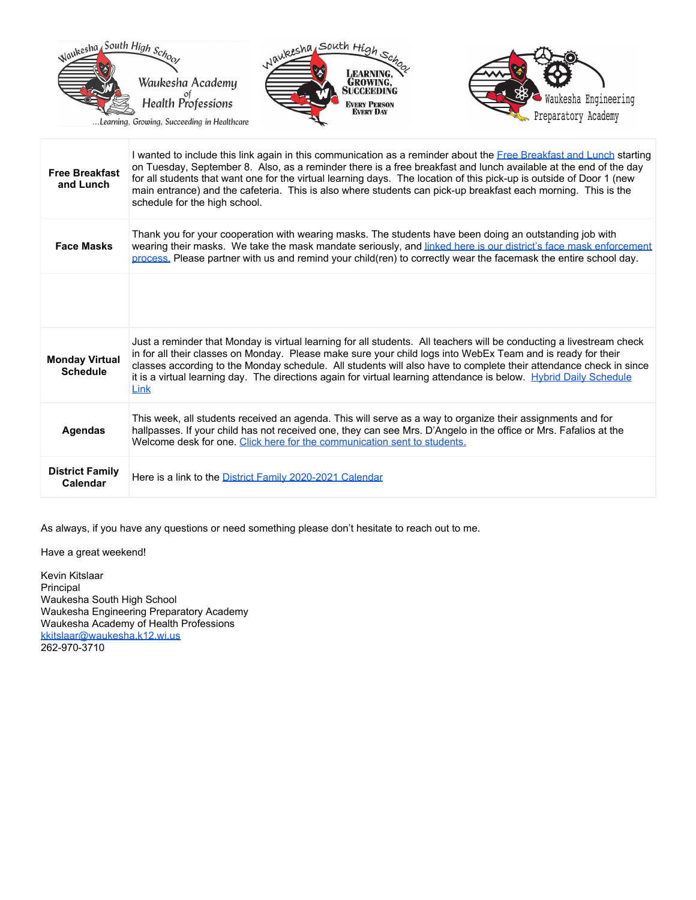| | |
|---|---|
| **Free Breakfast and Lunch** | I wanted to include this link again in this communication as a reminder about the Free Breakfast and Lunch starting on Tuesday, September 8. Also, as a reminder there is a free breakfast and lunch available at the end of the day for all students that want one for the virtual learning days. The location of this pick-up is outside of Door 1 (new main entrance) and the cafeteria. This is also where students can pick-up breakfast each morning. This is the schedule for the high school. |
| **Face Masks** | Thank you for your cooperation with wearing masks. The students have been doing an outstanding job with wearing their masks. We take the mask mandate seriously, and linked here is our district's face mask enforcement process. Please partner with us and remind your child(ren) to correctly wear the facemask the entire school day. |
| | |
| **Monday Virtual Schedule** | Just a reminder that Monday is virtual learning for all students. All teachers will be conducting a livestream check in for all their classes on Monday. Please make sure your child logs into WebEx Team and is ready for their classes according to the Monday schedule. All students will also have to complete their attendance check in since it is a virtual learning day. The directions again for virtual learning attendance is below. Hybrid Daily Schedule Link |
| **Agendas** | This week, all students received an agenda. This will serve as a way to organize their assignments and for hallpasses. If your child has not received one, they can see Mrs. D'Angelo in the office or Mrs. Fafalios at the Welcome desk for one. Click here for the communication sent to students. |
| **District Family Calendar** | Here is a link to the District Family 2020-2021 Calendar |

As always, if you have any questions or need something please don't hesitate to reach out to me.

Have a great weekend!

Kevin Kitslaar
Principal
Waukesha South High School
Waukesha Engineering Preparatory Academy
Waukesha Academy of Health Professions
kkitslaar@waukesha.k12.wi.us
262-970-3710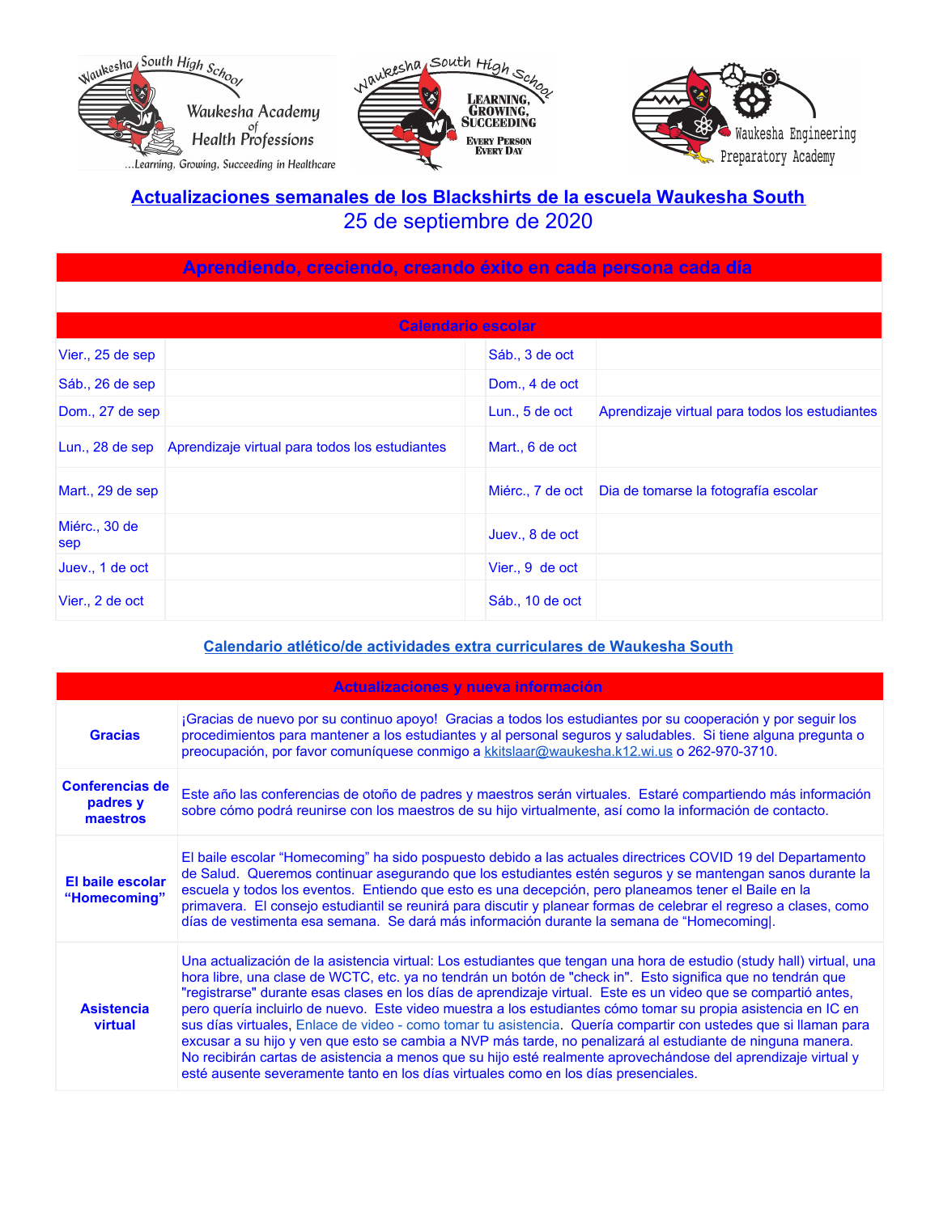## Actualizaciones semanales de los Blackshirts de la escuela Waukesha South

25 de septiembre de 2020

**Aprendiendo, creciendo, creando éxito en cada persona cada día**

| Calendario escolar | | | |
|---|---|---|---|
| Vier., 25 de sep | | Sáb., 3 de oct | |
| Sáb., 26 de sep | | Dom., 4 de oct | |
| Dom., 27 de sep | | Lun., 5 de oct | Aprendizaje virtual para todos los estudiantes |
| Lun., 28 de sep | Aprendizaje virtual para todos los estudiantes | Mart., 6 de oct | |
| Mart., 29 de sep | | Miérc., 7 de oct | Dia de tomarse la fotografía escolar |
| Miérc., 30 de sep | | Juev., 8 de oct | |
| Juev., 1 de oct | | Vier., 9 de oct | |
| Vier., 2 de oct | | Sáb., 10 de oct | |

Calendario atlético/de actividades extra curriculares de Waukesha South

| Actualizaciones y nueva información | |
|---|---|
| **Gracias** | ¡Gracias de nuevo por su continuo apoyo! Gracias a todos los estudiantes por su cooperación y por seguir los procedimientos para mantener a los estudiantes y al personal seguros y saludables. Si tiene alguna pregunta o preocupación, por favor comuníquese conmigo a kkitslaar@waukesha.k12.wi.us o 262-970-3710. |
| **Conferencias de padres y maestros** | Este año las conferencias de otoño de padres y maestros serán virtuales. Estaré compartiendo más información sobre cómo podrá reunirse con los maestros de su hijo virtualmente, así como la información de contacto. |
| **El baile escolar "Homecoming"** | El baile escolar "Homecoming" ha sido pospuesto debido a las actuales directrices COVID 19 del Departamento de Salud. Queremos continuar asegurando que los estudiantes estén seguros y se mantengan sanos durante la escuela y todos los eventos. Entiendo que esto es una decepción, pero planeamos tener el Baile en la primavera. El consejo estudiantil se reunirá para discutir y planear formas de celebrar el regreso a clases, como días de vestimenta esa semana. Se dará más información durante la semana de "Homecoming\|. |
| **Asistencia virtual** | Una actualización de la asistencia virtual: Los estudiantes que tengan una hora de estudio (study hall) virtual, una hora libre, una clase de WCTC, etc. ya no tendrán un botón de "check in". Esto significa que no tendrán que "registrarse" durante esas clases en los días de aprendizaje virtual. Este es un video que se compartió antes, pero quería incluirlo de nuevo. Este video muestra a los estudiantes cómo tomar su propia asistencia en IC en sus días virtuales, Enlace de video - como tomar tu asistencia. Quería compartir con ustedes que si llaman para excusar a su hijo y ven que esto se cambia a NVP más tarde, no penalizará al estudiante de ninguna manera. No recibirán cartas de asistencia a menos que su hijo esté realmente aprovechándose del aprendizaje virtual y esté ausente severamente tanto en los días virtuales como en los días presenciales. |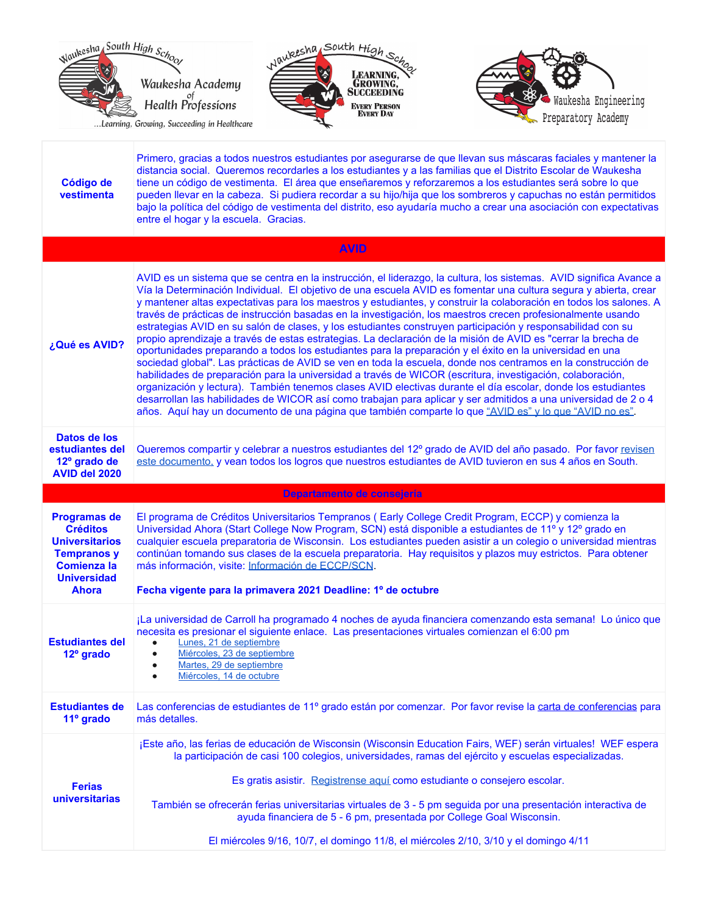| | |
|---|---|
| **Código de vestimenta** | Primero, gracias a todos nuestros estudiantes por asegurarse de que llevan sus máscaras faciales y mantener la distancia social. Queremos recordarles a los estudiantes y a las familias que el Distrito Escolar de Waukesha tiene un código de vestimenta. El área que enseñaremos y reforzaremos a los estudiantes será sobre lo que pueden llevar en la cabeza. Si pudiera recordar a su hijo/hija que los sombreros y capuchas no están permitidos bajo la política del código de vestimenta del distrito, eso ayudaría mucho a crear una asociación con expectativas entre el hogar y la escuela. Gracias. |
| | **AVID** |
| **¿Qué es AVID?** | AVID es un sistema que se centra en la instrucción, el liderazgo, la cultura, los sistemas. AVID significa Avance a Vía la Determinación Individual. El objetivo de una escuela AVID es fomentar una cultura segura y abierta, crear y mantener altas expectativas para los maestros y estudiantes, y construir la colaboración en todos los salones. A través de prácticas de instrucción basadas en la investigación, los maestros crecen profesionalmente usando estrategias AVID en su salón de clases, y los estudiantes construyen participación y responsabilidad con su propio aprendizaje a través de estas estrategias. La declaración de la misión de AVID es "cerrar la brecha de oportunidades preparando a todos los estudiantes para la preparación y el éxito en la universidad en una sociedad global". Las prácticas de AVID se ven en toda la escuela, donde nos centramos en la construcción de habilidades de preparación para la universidad a través de WICOR (escritura, investigación, colaboración, organización y lectura). También tenemos clases AVID electivas durante el día escolar, donde los estudiantes desarrollan las habilidades de WICOR así como trabajan para aplicar y ser admitidos a una universidad de 2 o 4 años. Aquí hay un documento de una página que también comparte lo que "AVID es" y lo que "AVID no es". |
| **Datos de los estudiantes del 12º grado de AVID del 2020** | Queremos compartir y celebrar a nuestros estudiantes del 12º grado de AVID del año pasado. Por favor revisen este documento, y vean todos los logros que nuestros estudiantes de AVID tuvieron en sus 4 años en South. |
| | **Departamento de consejería** |
| **Programas de Créditos Universitarios Tempranos y Comienza la Universidad Ahora** | El programa de Créditos Universitarios Tempranos ( Early College Credit Program, ECCP) y comienza la Universidad Ahora (Start College Now Program, SCN) está disponible a estudiantes de 11º y 12º grado en cualquier escuela preparatoria de Wisconsin. Los estudiantes pueden asistir a un colegio o universidad mientras continúan tomando sus clases de la escuela preparatoria. Hay requisitos y plazos muy estrictos. Para obtener más información, visite: Información de ECCP/SCN.<br><br>**Fecha vigente para la primavera 2021 Deadline: 1º de octubre** |
| **Estudiantes del 12º grado** | ¡La universidad de Carroll ha programado 4 noches de ayuda financiera comenzando esta semana! Lo único que necesita es presionar el siguiente enlace. Las presentaciones virtuales comienzan el 6:00 pm<br>• Lunes, 21 de septiembre<br>• Miércoles, 23 de septiembre<br>• Martes, 29 de septiembre<br>• Miércoles, 14 de octubre |
| **Estudiantes de 11º grado** | Las conferencias de estudiantes de 11º grado están por comenzar. Por favor revise la carta de conferencias para más detalles. |
| **Ferias universitarias** | ¡Este año, las ferias de educación de Wisconsin (Wisconsin Education Fairs, WEF) serán virtuales! WEF espera la participación de casi 100 colegios, universidades, ramas del ejército y escuelas especializadas.<br><br>Es gratis asistir. Regístrense aquí como estudiante o consejero escolar.<br><br>También se ofrecerán ferias universitarias virtuales de 3 - 5 pm seguida por una presentación interactiva de ayuda financiera de 5 - 6 pm, presentada por College Goal Wisconsin.<br><br>El miércoles 9/16, 10/7, el domingo 11/8, el miércoles 2/10, 3/10 y el domingo 4/11 |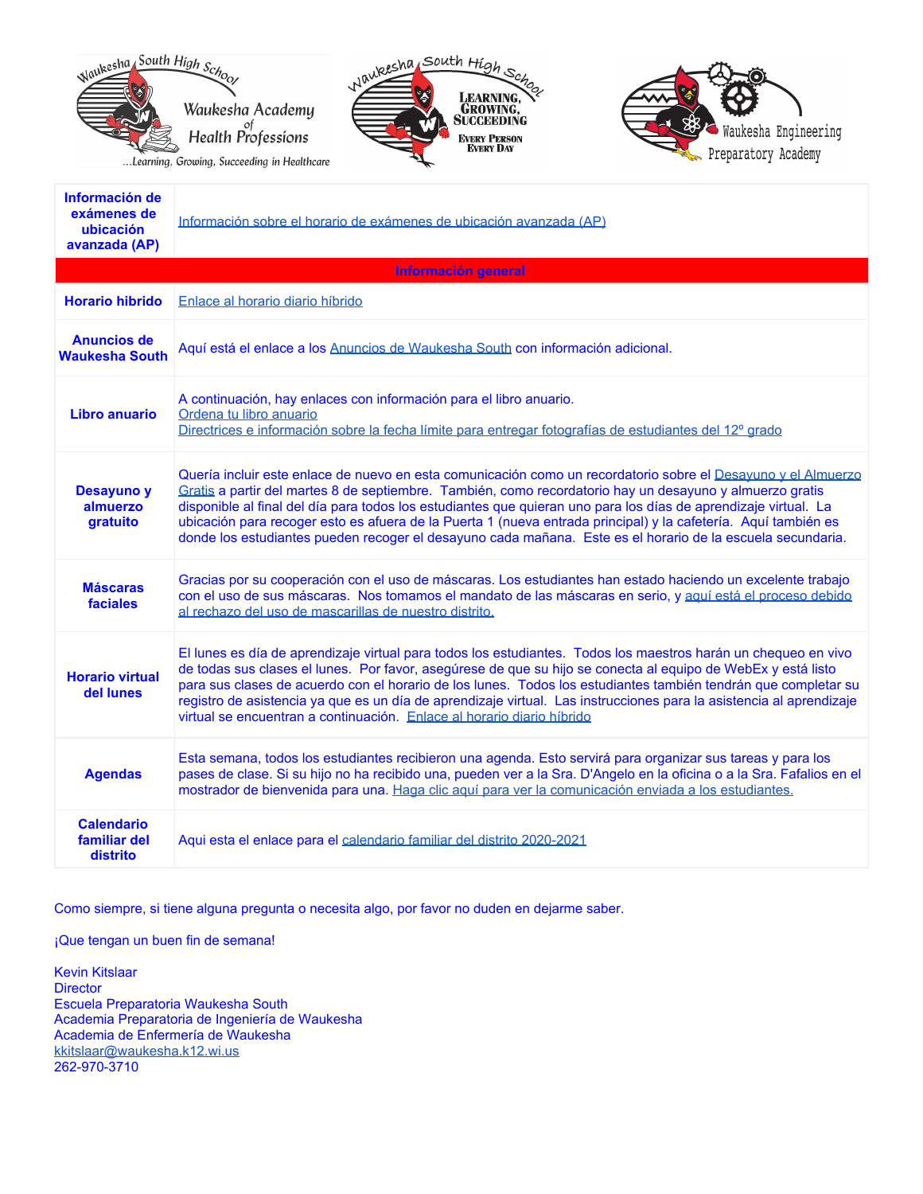| | |
|---|---|
| **Información de exámenes de ubicación avanzada (AP)** | Información sobre el horario de exámenes de ubicación avanzada (AP) |
| **Información general** | |
| **Horario hibrido** | Enlace al horario diario híbrido |
| **Anuncios de Waukesha South** | Aquí está el enlace a los Anuncios de Waukesha South con información adicional. |
| **Libro anuario** | A continuación, hay enlaces con información para el libro anuario.<br>Ordena tu libro anuario<br>Directrices e información sobre la fecha límite para entregar fotografías de estudiantes del 12º grado |
| **Desayuno y almuerzo gratuito** | Quería incluir este enlace de nuevo en esta comunicación como un recordatorio sobre el Desayuno y el Almuerzo Gratis a partir del martes 8 de septiembre. También, como recordatorio hay un desayuno y almuerzo gratis disponible al final del día para todos los estudiantes que quieran uno para los días de aprendizaje virtual. La ubicación para recoger esto es afuera de la Puerta 1 (nueva entrada principal) y la cafetería. Aquí también es donde los estudiantes pueden recoger el desayuno cada mañana. Este es el horario de la escuela secundaria. |
| **Máscaras faciales** | Gracias por su cooperación con el uso de máscaras. Los estudiantes han estado haciendo un excelente trabajo con el uso de sus máscaras. Nos tomamos el mandato de las máscaras en serio, y aquí está el proceso debido al rechazo del uso de mascarillas de nuestro distrito. |
| **Horario virtual del lunes** | El lunes es día de aprendizaje virtual para todos los estudiantes. Todos los maestros harán un chequeo en vivo de todas sus clases el lunes. Por favor, asegúrese de que su hijo se conecta al equipo de WebEx y está listo para sus clases de acuerdo con el horario de los lunes. Todos los estudiantes también tendrán que completar su registro de asistencia ya que es un día de aprendizaje virtual. Las instrucciones para la asistencia al aprendizaje virtual se encuentran a continuación. Enlace al horario diario híbrido |
| **Agendas** | Esta semana, todos los estudiantes recibieron una agenda. Esto servirá para organizar sus tareas y para los pases de clase. Si su hijo no ha recibido una, pueden ver a la Sra. D'Angelo en la oficina o a la Sra. Fafalios en el mostrador de bienvenida para una. Haga clic aquí para ver la comunicación enviada a los estudiantes. |
| **Calendario familiar del distrito** | Aqui esta el enlace para el calendario familiar del distrito 2020-2021 |

Como siempre, si tiene alguna pregunta o necesita algo, por favor no duden en dejarme saber.

¡Que tengan un buen fin de semana!

Kevin Kitslaar
Director
Escuela Preparatoria Waukesha South
Academia Preparatoria de Ingeniería de Waukesha
Academia de Enfermería de Waukesha
kkitslaar@waukesha.k12.wi.us
262-970-3710